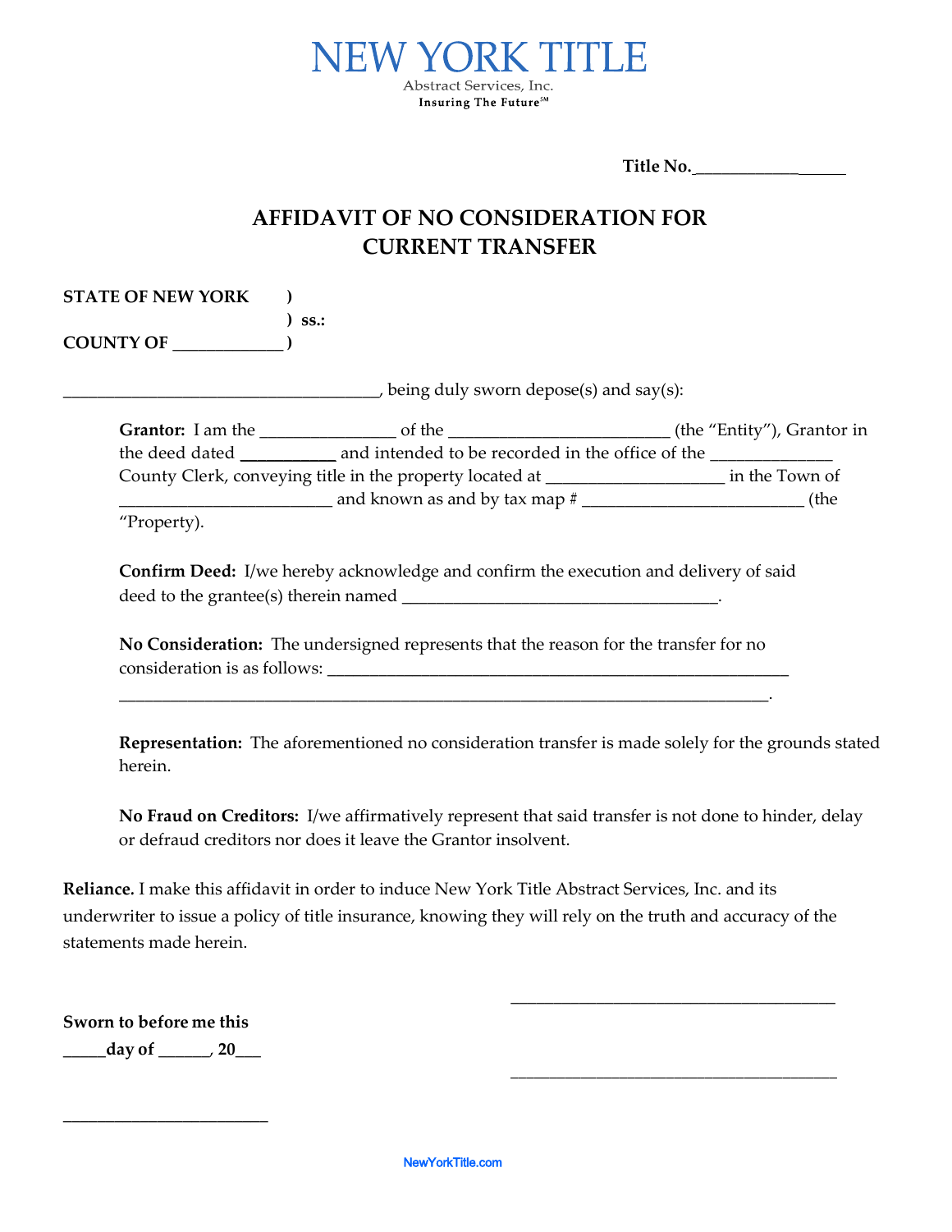# NEW YORK TITLE

Abstract Services, Inc.

Insuring The Future℠

**Title No.\_\_\_\_\_\_\_\_\_\_\_\_\_\_\_\_\_\_\_**

## AFFIDAVIT OF NO CONSIDERATION FOR CURRENT TRANSFER

**STATE OF NEW YORK )**
**) ss.:**
**COUNTY OF \_\_\_\_\_\_\_\_\_\_\_\_\_ )**

\_\_\_\_\_\_\_\_\_\_\_\_\_\_\_\_\_\_\_\_\_\_\_\_\_\_\_\_\_\_\_\_\_\_\_\_\_\_, being duly sworn depose(s) and say(s):

**Grantor:** I am the \_\_\_\_\_\_\_\_\_\_\_\_\_\_\_\_ of the \_\_\_\_\_\_\_\_\_\_\_\_\_\_\_\_\_\_\_\_\_\_\_\_\_\_ (the "Entity"), Grantor in the deed dated \_\_\_\_\_\_\_\_\_\_\_ and intended to be recorded in the office of the \_\_\_\_\_\_\_\_\_\_\_\_\_\_\_ County Clerk, conveying title in the property located at \_\_\_\_\_\_\_\_\_\_\_\_\_\_\_\_\_\_\_\_\_ in the Town of \_\_\_\_\_\_\_\_\_\_\_\_\_\_\_\_\_\_\_\_\_\_\_\_\_\_ and known as and by tax map # \_\_\_\_\_\_\_\_\_\_\_\_\_\_\_\_\_\_\_\_\_\_\_\_\_\_\_\_ (the "Property).

**Confirm Deed:** I/we hereby acknowledge and confirm the execution and delivery of said deed to the grantee(s) therein named \_\_\_\_\_\_\_\_\_\_\_\_\_\_\_\_\_\_\_\_\_\_\_\_\_\_\_\_\_\_\_\_\_\_\_\_\_\_.

**No Consideration:** The undersigned represents that the reason for the transfer for no consideration is as follows: \_\_\_\_\_\_\_\_\_\_\_\_\_\_\_\_\_\_\_\_\_\_\_\_\_\_\_\_\_\_\_\_\_\_\_\_\_\_\_\_\_\_\_\_\_\_\_\_\_\_\_\_\_\_\_\_\_\_\_\_\_\_\_\_\_\_\_\_\_\_\_\_\_\_\_\_\_\_\_\_\_\_\_\_\_\_\_\_\_\_\_\_\_\_\_\_\_\_\_\_\_\_\_\_\_\_\_\_\_\_\_\_\_\_\_\_\_\_\_\_\_\_\_.

**Representation:** The aforementioned no consideration transfer is made solely for the grounds stated herein.

**No Fraud on Creditors:** I/we affirmatively represent that said transfer is not done to hinder, delay or defraud creditors nor does it leave the Grantor insolvent.

**Reliance.** I make this affidavit in order to induce New York Title Abstract Services, Inc. and its underwriter to issue a policy of title insurance, knowing they will rely on the truth and accuracy of the statements made herein.

\_\_\_\_\_\_\_\_\_\_\_\_\_\_\_\_\_\_\_\_\_\_\_\_\_\_\_\_\_\_\_\_\_\_\_\_\_\_\_\_

**Sworn to before me this**
**\_\_\_\_\_day of \_\_\_\_\_\_, 20\_\_\_**

\_\_\_\_\_\_\_\_\_\_\_\_\_\_\_\_\_\_\_\_\_\_\_\_\_\_\_\_\_\_\_\_\_\_\_\_\_\_\_\_

\_\_\_\_\_\_\_\_\_\_\_\_\_\_\_\_\_\_\_\_\_\_\_\_\_\_

NewYorkTitle.com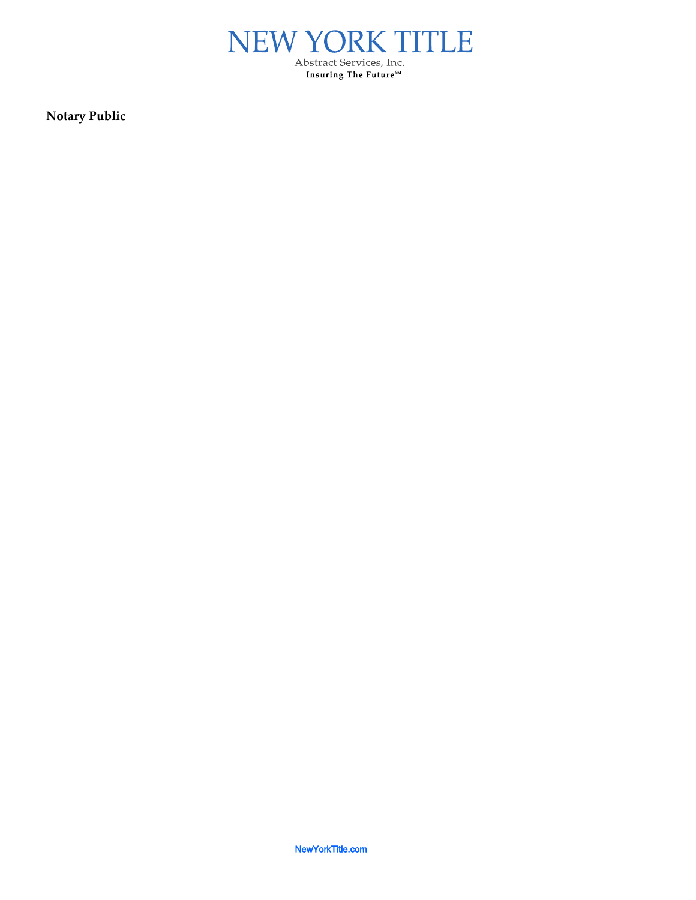**Notary Public**